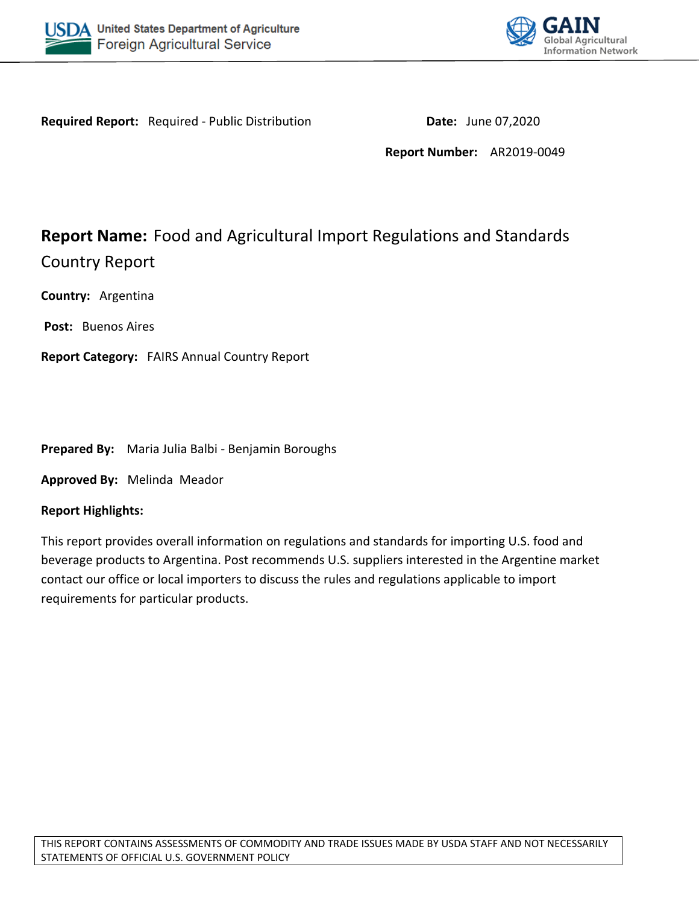USDA United States Department of Agriculture
Foreign Agricultural Service

GAIN Global Agricultural Information Network

**Required Report:** Required - Public Distribution

**Date:** June 07,2020

**Report Number:** AR2019-0049

# **Report Name:** Food and Agricultural Import Regulations and Standards Country Report

**Country:** Argentina

**Post:** Buenos Aires

**Report Category:** FAIRS Annual Country Report

**Prepared By:** Maria Julia Balbi - Benjamin Boroughs

**Approved By:** Melinda Meador

**Report Highlights:**

This report provides overall information on regulations and standards for importing U.S. food and beverage products to Argentina. Post recommends U.S. suppliers interested in the Argentine market contact our office or local importers to discuss the rules and regulations applicable to import requirements for particular products.

THIS REPORT CONTAINS ASSESSMENTS OF COMMODITY AND TRADE ISSUES MADE BY USDA STAFF AND NOT NECESSARILY STATEMENTS OF OFFICIAL U.S. GOVERNMENT POLICY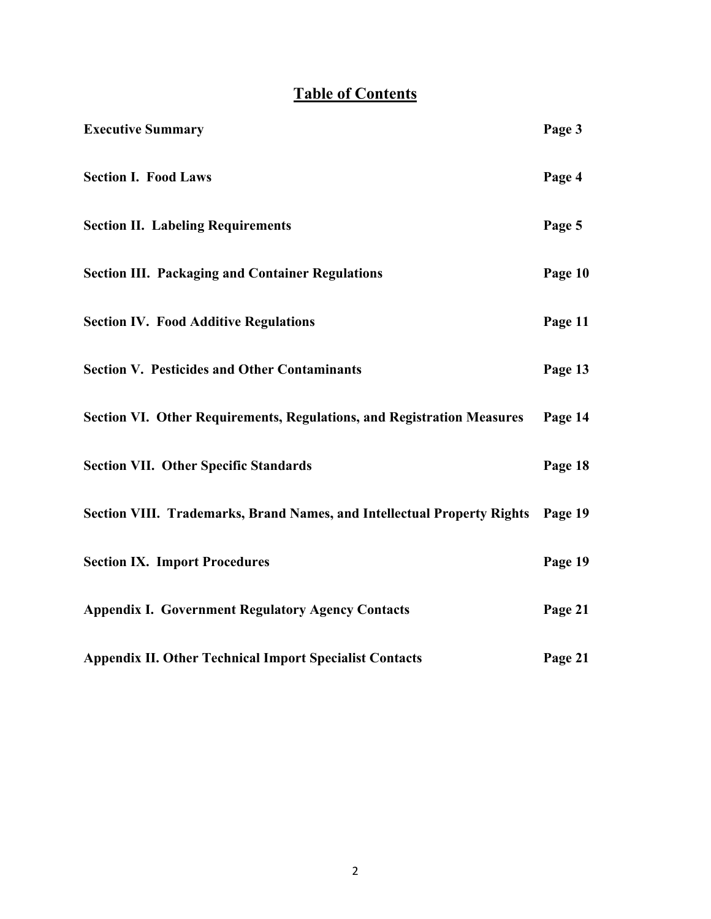# Table of Contents

| | |
|---|---|
| **Executive Summary** | **Page 3** |
| **Section I. Food Laws** | **Page 4** |
| **Section II. Labeling Requirements** | **Page 5** |
| **Section III. Packaging and Container Regulations** | **Page 10** |
| **Section IV. Food Additive Regulations** | **Page 11** |
| **Section V. Pesticides and Other Contaminants** | **Page 13** |
| **Section VI. Other Requirements, Regulations, and Registration Measures** | **Page 14** |
| **Section VII. Other Specific Standards** | **Page 18** |
| **Section VIII. Trademarks, Brand Names, and Intellectual Property Rights** | **Page 19** |
| **Section IX. Import Procedures** | **Page 19** |
| **Appendix I. Government Regulatory Agency Contacts** | **Page 21** |
| **Appendix II. Other Technical Import Specialist Contacts** | **Page 21** |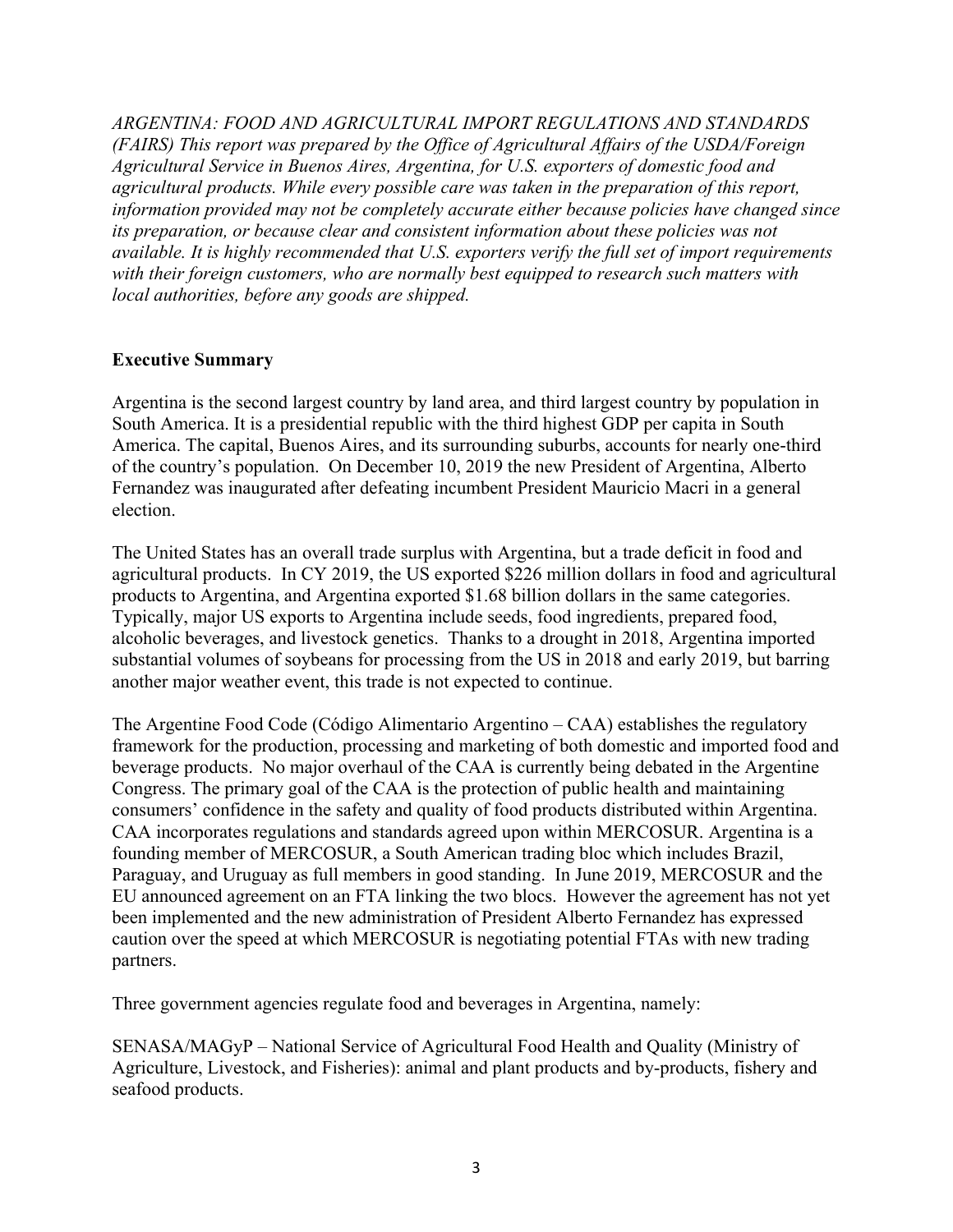*ARGENTINA: FOOD AND AGRICULTURAL IMPORT REGULATIONS AND STANDARDS (FAIRS) This report was prepared by the Office of Agricultural Affairs of the USDA/Foreign Agricultural Service in Buenos Aires, Argentina, for U.S. exporters of domestic food and agricultural products. While every possible care was taken in the preparation of this report, information provided may not be completely accurate either because policies have changed since its preparation, or because clear and consistent information about these policies was not available. It is highly recommended that U.S. exporters verify the full set of import requirements with their foreign customers, who are normally best equipped to research such matters with local authorities, before any goods are shipped.*

## Executive Summary

Argentina is the second largest country by land area, and third largest country by population in South America. It is a presidential republic with the third highest GDP per capita in South America. The capital, Buenos Aires, and its surrounding suburbs, accounts for nearly one-third of the country's population. On December 10, 2019 the new President of Argentina, Alberto Fernandez was inaugurated after defeating incumbent President Mauricio Macri in a general election.

The United States has an overall trade surplus with Argentina, but a trade deficit in food and agricultural products. In CY 2019, the US exported $226 million dollars in food and agricultural products to Argentina, and Argentina exported $1.68 billion dollars in the same categories. Typically, major US exports to Argentina include seeds, food ingredients, prepared food, alcoholic beverages, and livestock genetics. Thanks to a drought in 2018, Argentina imported substantial volumes of soybeans for processing from the US in 2018 and early 2019, but barring another major weather event, this trade is not expected to continue.

The Argentine Food Code (Código Alimentario Argentino – CAA) establishes the regulatory framework for the production, processing and marketing of both domestic and imported food and beverage products. No major overhaul of the CAA is currently being debated in the Argentine Congress. The primary goal of the CAA is the protection of public health and maintaining consumers' confidence in the safety and quality of food products distributed within Argentina. CAA incorporates regulations and standards agreed upon within MERCOSUR. Argentina is a founding member of MERCOSUR, a South American trading bloc which includes Brazil, Paraguay, and Uruguay as full members in good standing. In June 2019, MERCOSUR and the EU announced agreement on an FTA linking the two blocs. However the agreement has not yet been implemented and the new administration of President Alberto Fernandez has expressed caution over the speed at which MERCOSUR is negotiating potential FTAs with new trading partners.

Three government agencies regulate food and beverages in Argentina, namely:

SENASA/MAGyP – National Service of Agricultural Food Health and Quality (Ministry of Agriculture, Livestock, and Fisheries): animal and plant products and by-products, fishery and seafood products.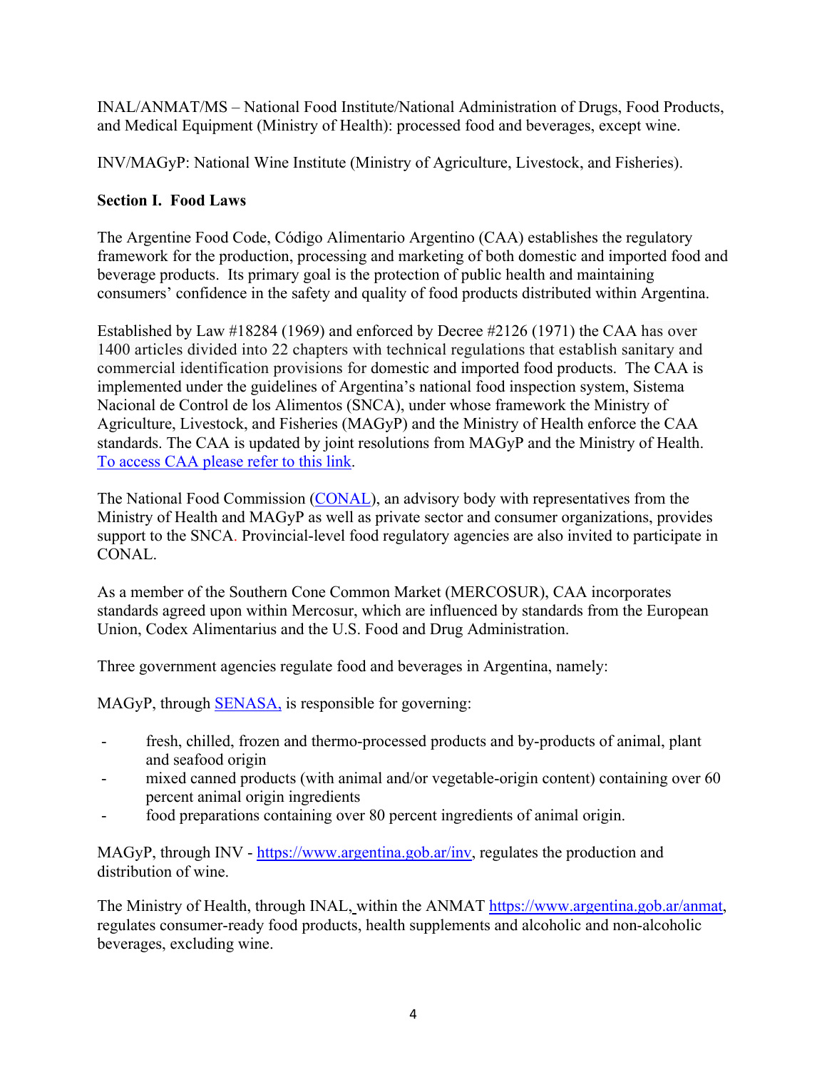INAL/ANMAT/MS – National Food Institute/National Administration of Drugs, Food Products, and Medical Equipment (Ministry of Health): processed food and beverages, except wine.

INV/MAGyP: National Wine Institute (Ministry of Agriculture, Livestock, and Fisheries).

**Section I. Food Laws**

The Argentine Food Code, Código Alimentario Argentino (CAA) establishes the regulatory framework for the production, processing and marketing of both domestic and imported food and beverage products. Its primary goal is the protection of public health and maintaining consumers' confidence in the safety and quality of food products distributed within Argentina.

Established by Law #18284 (1969) and enforced by Decree #2126 (1971) the CAA has over 1400 articles divided into 22 chapters with technical regulations that establish sanitary and commercial identification provisions for domestic and imported food products. The CAA is implemented under the guidelines of Argentina's national food inspection system, Sistema Nacional de Control de los Alimentos (SNCA), under whose framework the Ministry of Agriculture, Livestock, and Fisheries (MAGyP) and the Ministry of Health enforce the CAA standards. The CAA is updated by joint resolutions from MAGyP and the Ministry of Health. To access CAA please refer to this link.

The National Food Commission (CONAL), an advisory body with representatives from the Ministry of Health and MAGyP as well as private sector and consumer organizations, provides support to the SNCA. Provincial-level food regulatory agencies are also invited to participate in CONAL.

As a member of the Southern Cone Common Market (MERCOSUR), CAA incorporates standards agreed upon within Mercosur, which are influenced by standards from the European Union, Codex Alimentarius and the U.S. Food and Drug Administration.

Three government agencies regulate food and beverages in Argentina, namely:

MAGyP, through SENASA, is responsible for governing:

- fresh, chilled, frozen and thermo-processed products and by-products of animal, plant and seafood origin
- mixed canned products (with animal and/or vegetable-origin content) containing over 60 percent animal origin ingredients
- food preparations containing over 80 percent ingredients of animal origin.

MAGyP, through INV - https://www.argentina.gob.ar/inv, regulates the production and distribution of wine.

The Ministry of Health, through INAL, within the ANMAT https://www.argentina.gob.ar/anmat, regulates consumer-ready food products, health supplements and alcoholic and non-alcoholic beverages, excluding wine.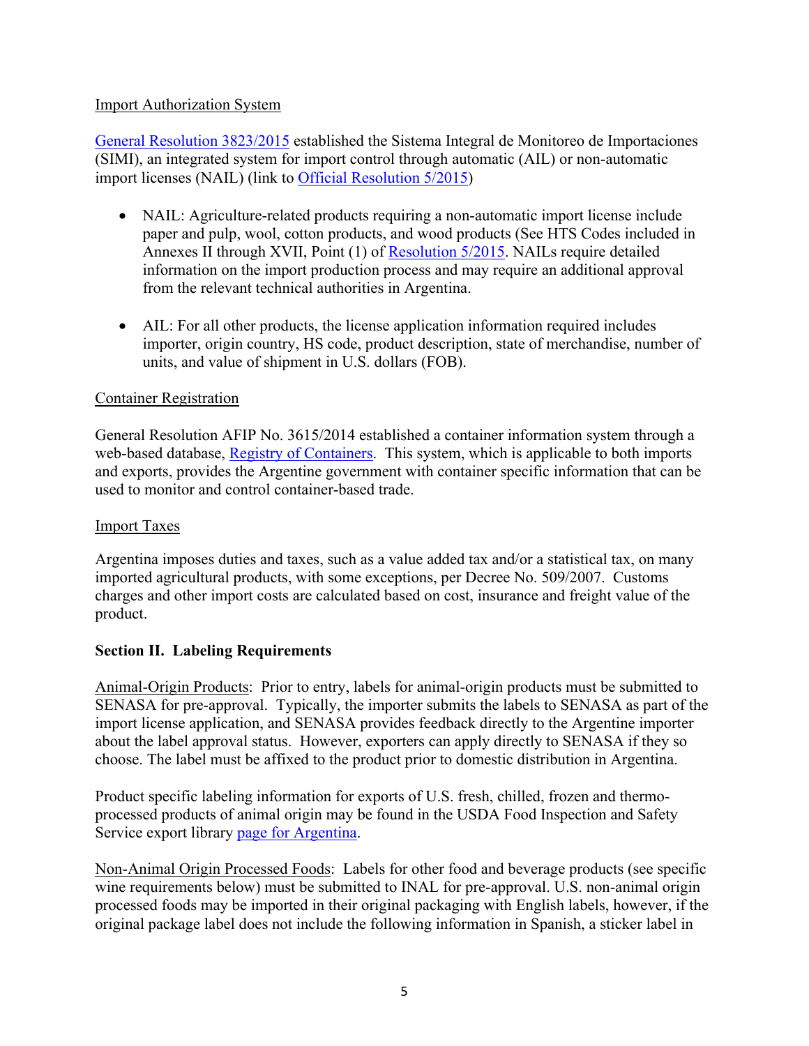Import Authorization System

General Resolution 3823/2015 established the Sistema Integral de Monitoreo de Importaciones (SIMI), an integrated system for import control through automatic (AIL) or non-automatic import licenses (NAIL) (link to Official Resolution 5/2015)

- NAIL: Agriculture-related products requiring a non-automatic import license include paper and pulp, wool, cotton products, and wood products (See HTS Codes included in Annexes II through XVII, Point (1) of Resolution 5/2015. NAILs require detailed information on the import production process and may require an additional approval from the relevant technical authorities in Argentina.

- AIL: For all other products, the license application information required includes importer, origin country, HS code, product description, state of merchandise, number of units, and value of shipment in U.S. dollars (FOB).

Container Registration

General Resolution AFIP No. 3615/2014 established a container information system through a web-based database, Registry of Containers. This system, which is applicable to both imports and exports, provides the Argentine government with container specific information that can be used to monitor and control container-based trade.

Import Taxes

Argentina imposes duties and taxes, such as a value added tax and/or a statistical tax, on many imported agricultural products, with some exceptions, per Decree No. 509/2007. Customs charges and other import costs are calculated based on cost, insurance and freight value of the product.

**Section II. Labeling Requirements**

Animal-Origin Products: Prior to entry, labels for animal-origin products must be submitted to SENASA for pre-approval. Typically, the importer submits the labels to SENASA as part of the import license application, and SENASA provides feedback directly to the Argentine importer about the label approval status. However, exporters can apply directly to SENASA if they so choose. The label must be affixed to the product prior to domestic distribution in Argentina.

Product specific labeling information for exports of U.S. fresh, chilled, frozen and thermo-processed products of animal origin may be found in the USDA Food Inspection and Safety Service export library page for Argentina.

Non-Animal Origin Processed Foods: Labels for other food and beverage products (see specific wine requirements below) must be submitted to INAL for pre-approval. U.S. non-animal origin processed foods may be imported in their original packaging with English labels, however, if the original package label does not include the following information in Spanish, a sticker label in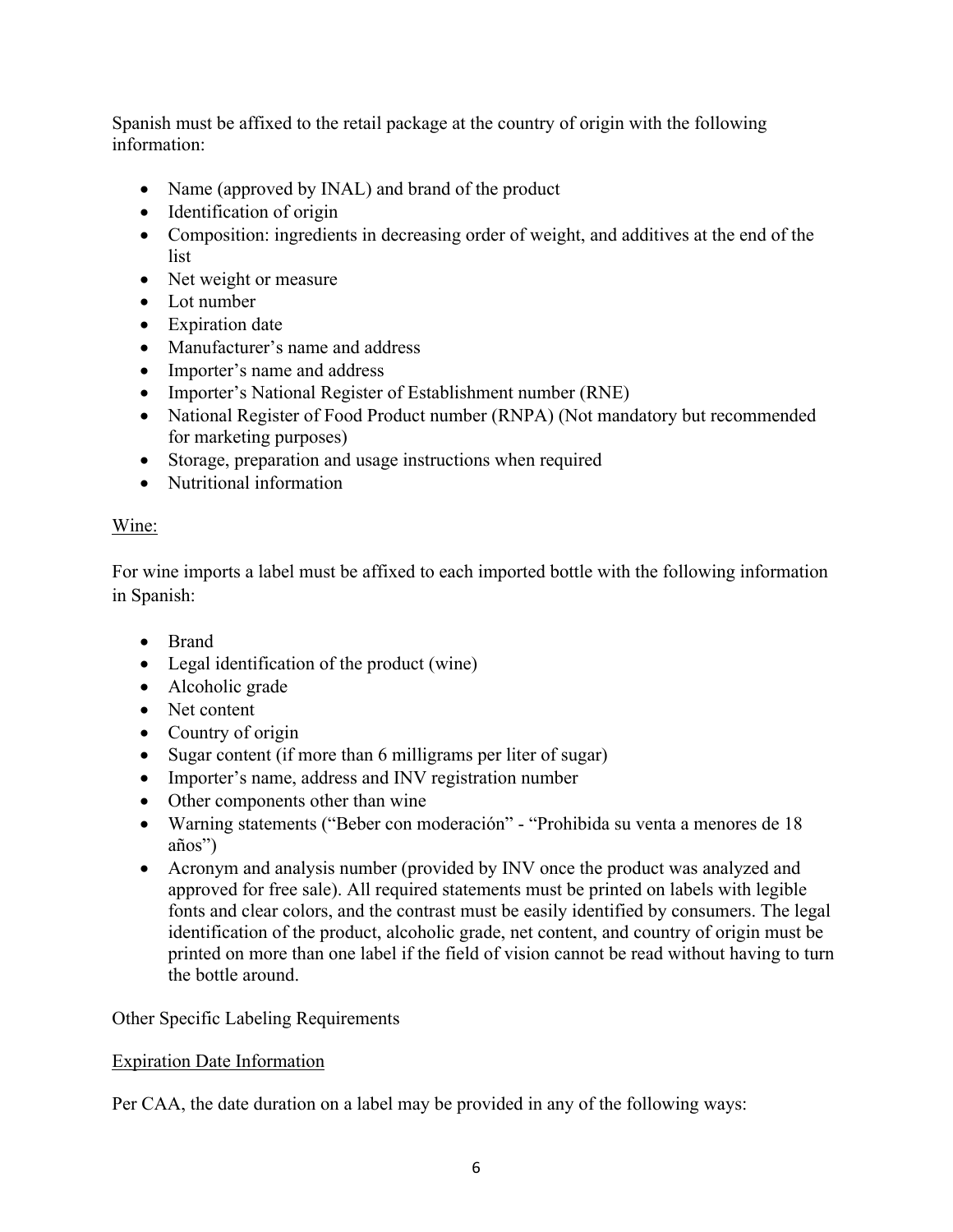Spanish must be affixed to the retail package at the country of origin with the following information:

- Name (approved by INAL) and brand of the product
- Identification of origin
- Composition: ingredients in decreasing order of weight, and additives at the end of the list
- Net weight or measure
- Lot number
- Expiration date
- Manufacturer's name and address
- Importer's name and address
- Importer's National Register of Establishment number (RNE)
- National Register of Food Product number (RNPA) (Not mandatory but recommended for marketing purposes)
- Storage, preparation and usage instructions when required
- Nutritional information

Wine:

For wine imports a label must be affixed to each imported bottle with the following information in Spanish:

- Brand
- Legal identification of the product (wine)
- Alcoholic grade
- Net content
- Country of origin
- Sugar content (if more than 6 milligrams per liter of sugar)
- Importer's name, address and INV registration number
- Other components other than wine
- Warning statements ("Beber con moderación" - "Prohibida su venta a menores de 18 años")
- Acronym and analysis number (provided by INV once the product was analyzed and approved for free sale). All required statements must be printed on labels with legible fonts and clear colors, and the contrast must be easily identified by consumers. The legal identification of the product, alcoholic grade, net content, and country of origin must be printed on more than one label if the field of vision cannot be read without having to turn the bottle around.

Other Specific Labeling Requirements

Expiration Date Information

Per CAA, the date duration on a label may be provided in any of the following ways: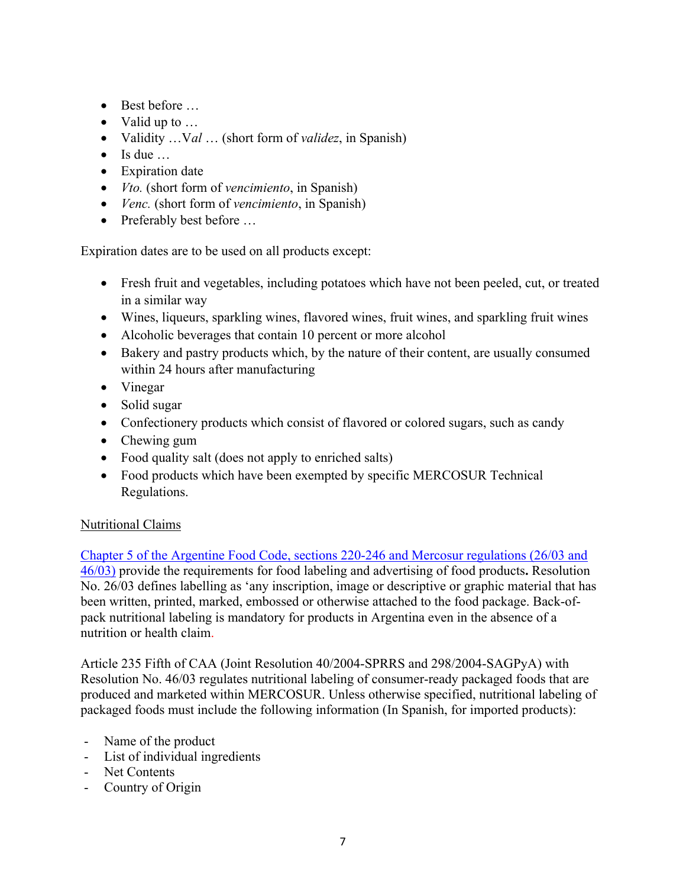- Best before …
- Valid up to …
- Validity …V*al* … (short form of *validez*, in Spanish)
- Is due …
- Expiration date
- *Vto.* (short form of *vencimiento*, in Spanish)
- *Venc.* (short form of *vencimiento*, in Spanish)
- Preferably best before …

Expiration dates are to be used on all products except:

- Fresh fruit and vegetables, including potatoes which have not been peeled, cut, or treated in a similar way
- Wines, liqueurs, sparkling wines, flavored wines, fruit wines, and sparkling fruit wines
- Alcoholic beverages that contain 10 percent or more alcohol
- Bakery and pastry products which, by the nature of their content, are usually consumed within 24 hours after manufacturing
- Vinegar
- Solid sugar
- Confectionery products which consist of flavored or colored sugars, such as candy
- Chewing gum
- Food quality salt (does not apply to enriched salts)
- Food products which have been exempted by specific MERCOSUR Technical Regulations.

<u>Nutritional Claims</u>

Chapter 5 of the Argentine Food Code, sections 220-246 and Mercosur regulations (26/03 and 46/03) provide the requirements for food labeling and advertising of food products**.** Resolution No. 26/03 defines labelling as 'any inscription, image or descriptive or graphic material that has been written, printed, marked, embossed or otherwise attached to the food package. Back-of-pack nutritional labeling is mandatory for products in Argentina even in the absence of a nutrition or health claim.

Article 235 Fifth of CAA (Joint Resolution 40/2004-SPRRS and 298/2004-SAGPyA) with Resolution No. 46/03 regulates nutritional labeling of consumer-ready packaged foods that are produced and marketed within MERCOSUR. Unless otherwise specified, nutritional labeling of packaged foods must include the following information (In Spanish, for imported products):

- Name of the product
- List of individual ingredients
- Net Contents
- Country of Origin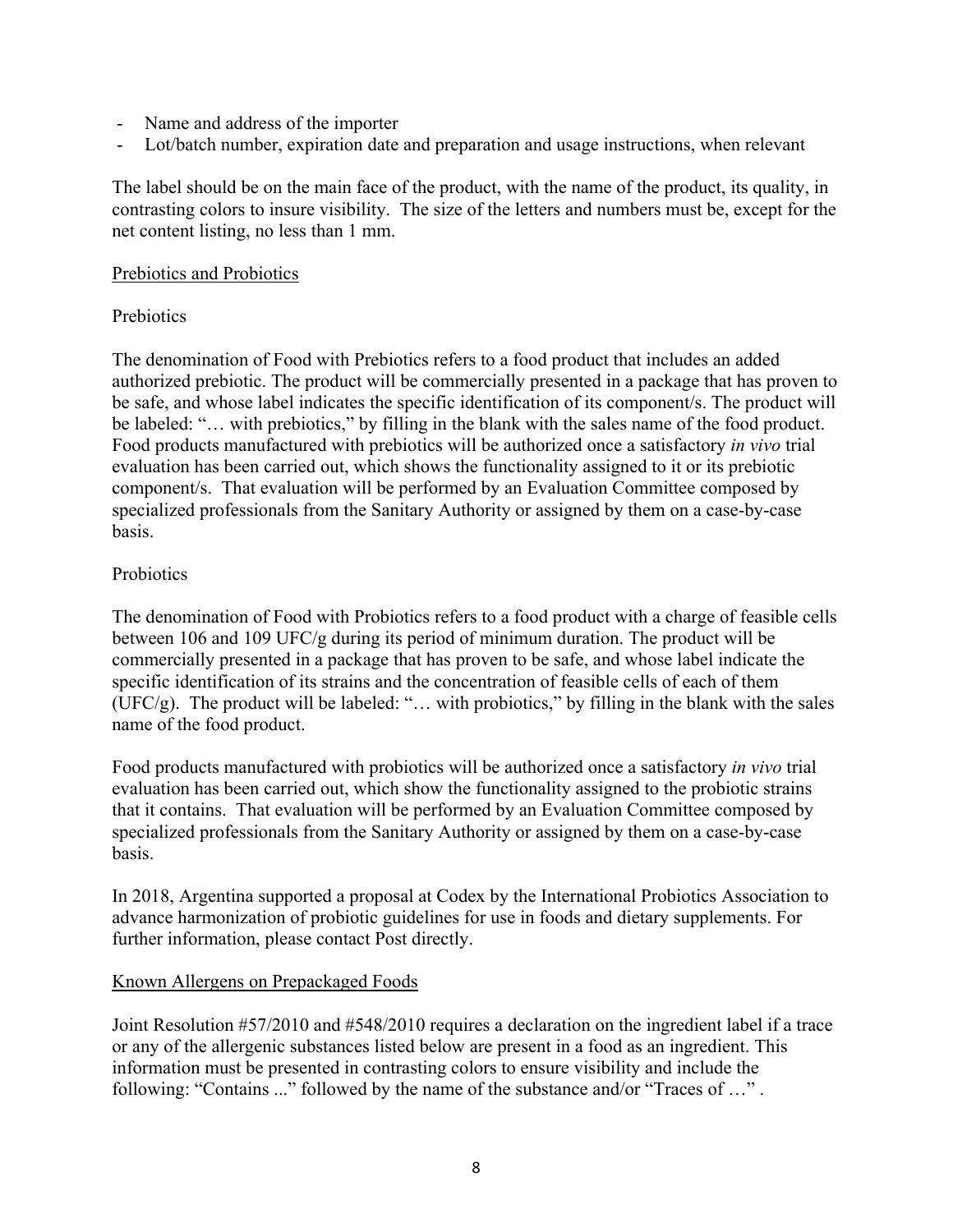- Name and address of the importer
- Lot/batch number, expiration date and preparation and usage instructions, when relevant

The label should be on the main face of the product, with the name of the product, its quality, in contrasting colors to insure visibility. The size of the letters and numbers must be, except for the net content listing, no less than 1 mm.

Prebiotics and Probiotics

Prebiotics

The denomination of Food with Prebiotics refers to a food product that includes an added authorized prebiotic. The product will be commercially presented in a package that has proven to be safe, and whose label indicates the specific identification of its component/s. The product will be labeled: "… with prebiotics," by filling in the blank with the sales name of the food product. Food products manufactured with prebiotics will be authorized once a satisfactory *in vivo* trial evaluation has been carried out, which shows the functionality assigned to it or its prebiotic component/s. That evaluation will be performed by an Evaluation Committee composed by specialized professionals from the Sanitary Authority or assigned by them on a case-by-case basis.

Probiotics

The denomination of Food with Probiotics refers to a food product with a charge of feasible cells between 106 and 109 UFC/g during its period of minimum duration. The product will be commercially presented in a package that has proven to be safe, and whose label indicate the specific identification of its strains and the concentration of feasible cells of each of them (UFC/g). The product will be labeled: "… with probiotics," by filling in the blank with the sales name of the food product.

Food products manufactured with probiotics will be authorized once a satisfactory *in vivo* trial evaluation has been carried out, which show the functionality assigned to the probiotic strains that it contains. That evaluation will be performed by an Evaluation Committee composed by specialized professionals from the Sanitary Authority or assigned by them on a case-by-case basis.

In 2018, Argentina supported a proposal at Codex by the International Probiotics Association to advance harmonization of probiotic guidelines for use in foods and dietary supplements. For further information, please contact Post directly.

Known Allergens on Prepackaged Foods

Joint Resolution #57/2010 and #548/2010 requires a declaration on the ingredient label if a trace or any of the allergenic substances listed below are present in a food as an ingredient. This information must be presented in contrasting colors to ensure visibility and include the following: "Contains ..." followed by the name of the substance and/or "Traces of …" .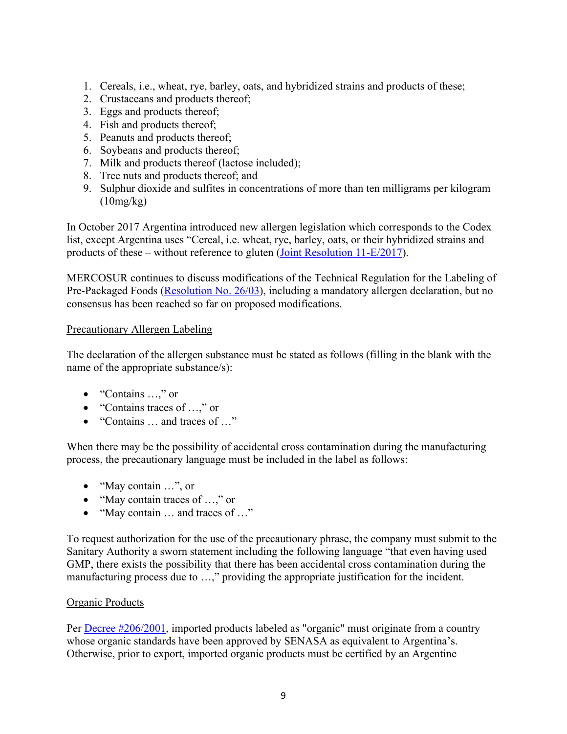1. Cereals, i.e., wheat, rye, barley, oats, and hybridized strains and products of these;
2. Crustaceans and products thereof;
3. Eggs and products thereof;
4. Fish and products thereof;
5. Peanuts and products thereof;
6. Soybeans and products thereof;
7. Milk and products thereof (lactose included);
8. Tree nuts and products thereof; and
9. Sulphur dioxide and sulfites in concentrations of more than ten milligrams per kilogram (10mg/kg)

In October 2017 Argentina introduced new allergen legislation which corresponds to the Codex list, except Argentina uses "Cereal, i.e. wheat, rye, barley, oats, or their hybridized strains and products of these – without reference to gluten (Joint Resolution 11-E/2017).

MERCOSUR continues to discuss modifications of the Technical Regulation for the Labeling of Pre-Packaged Foods (Resolution No. 26/03), including a mandatory allergen declaration, but no consensus has been reached so far on proposed modifications.

Precautionary Allergen Labeling

The declaration of the allergen substance must be stated as follows (filling in the blank with the name of the appropriate substance/s):

- "Contains …," or
- "Contains traces of …," or
- "Contains … and traces of …"

When there may be the possibility of accidental cross contamination during the manufacturing process, the precautionary language must be included in the label as follows:

- "May contain …", or
- "May contain traces of …," or
- "May contain … and traces of …"

To request authorization for the use of the precautionary phrase, the company must submit to the Sanitary Authority a sworn statement including the following language "that even having used GMP, there exists the possibility that there has been accidental cross contamination during the manufacturing process due to …," providing the appropriate justification for the incident.

Organic Products

Per Decree #206/2001, imported products labeled as "organic" must originate from a country whose organic standards have been approved by SENASA as equivalent to Argentina's. Otherwise, prior to export, imported organic products must be certified by an Argentine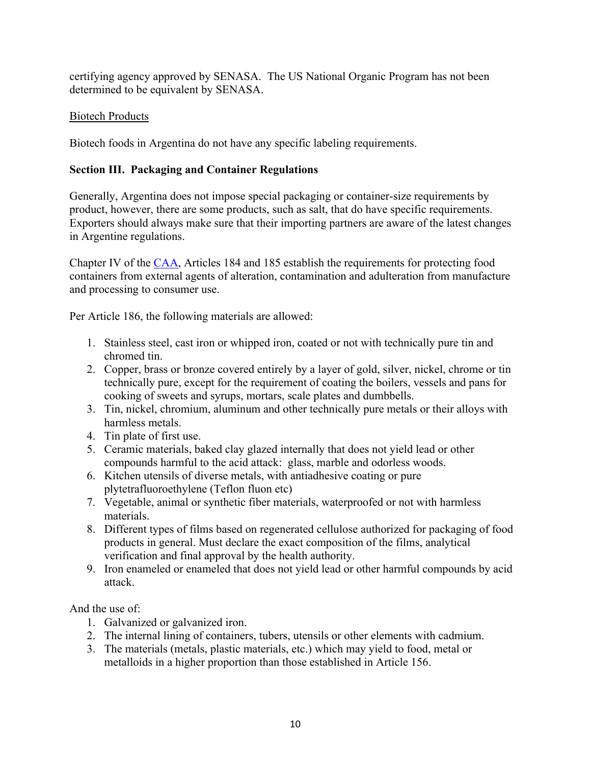certifying agency approved by SENASA. The US National Organic Program has not been determined to be equivalent by SENASA.

Biotech Products

Biotech foods in Argentina do not have any specific labeling requirements.

## Section III. Packaging and Container Regulations

Generally, Argentina does not impose special packaging or container-size requirements by product, however, there are some products, such as salt, that do have specific requirements. Exporters should always make sure that their importing partners are aware of the latest changes in Argentine regulations.

Chapter IV of the CAA, Articles 184 and 185 establish the requirements for protecting food containers from external agents of alteration, contamination and adulteration from manufacture and processing to consumer use.

Per Article 186, the following materials are allowed:

1. Stainless steel, cast iron or whipped iron, coated or not with technically pure tin and chromed tin.
2. Copper, brass or bronze covered entirely by a layer of gold, silver, nickel, chrome or tin technically pure, except for the requirement of coating the boilers, vessels and pans for cooking of sweets and syrups, mortars, scale plates and dumbbells.
3. Tin, nickel, chromium, aluminum and other technically pure metals or their alloys with harmless metals.
4. Tin plate of first use.
5. Ceramic materials, baked clay glazed internally that does not yield lead or other compounds harmful to the acid attack: glass, marble and odorless woods.
6. Kitchen utensils of diverse metals, with antiadhesive coating or pure plytetrafluoroethylene (Teflon fluon etc)
7. Vegetable, animal or synthetic fiber materials, waterproofed or not with harmless materials.
8. Different types of films based on regenerated cellulose authorized for packaging of food products in general. Must declare the exact composition of the films, analytical verification and final approval by the health authority.
9. Iron enameled or enameled that does not yield lead or other harmful compounds by acid attack.

And the use of:

1. Galvanized or galvanized iron.
2. The internal lining of containers, tubers, utensils or other elements with cadmium.
3. The materials (metals, plastic materials, etc.) which may yield to food, metal or metalloids in a higher proportion than those established in Article 156.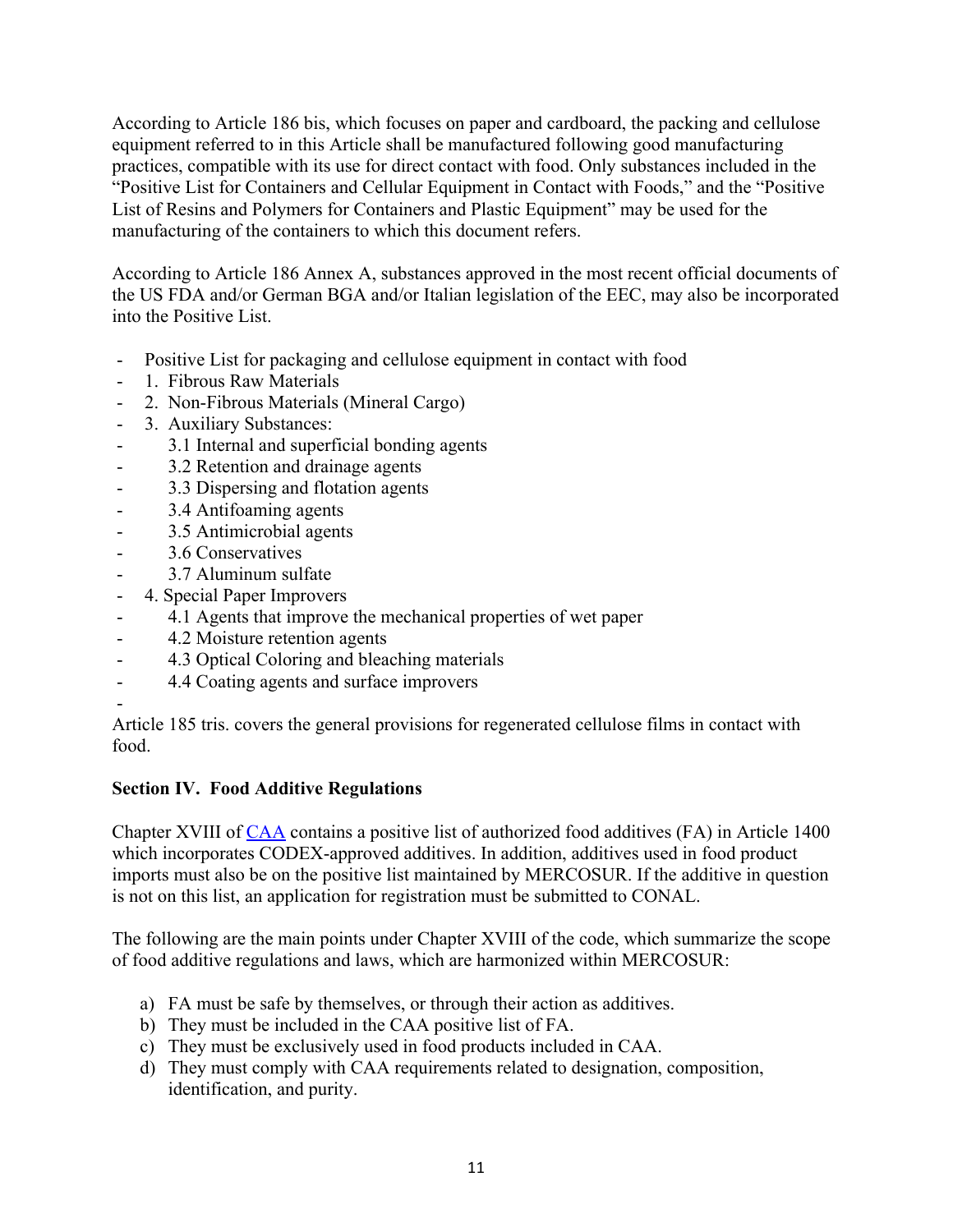According to Article 186 bis, which focuses on paper and cardboard, the packing and cellulose equipment referred to in this Article shall be manufactured following good manufacturing practices, compatible with its use for direct contact with food. Only substances included in the "Positive List for Containers and Cellular Equipment in Contact with Foods," and the "Positive List of Resins and Polymers for Containers and Plastic Equipment" may be used for the manufacturing of the containers to which this document refers.

According to Article 186 Annex A, substances approved in the most recent official documents of the US FDA and/or German BGA and/or Italian legislation of the EEC, may also be incorporated into the Positive List.

- Positive List for packaging and cellulose equipment in contact with food
- 1. Fibrous Raw Materials
- 2. Non-Fibrous Materials (Mineral Cargo)
- 3. Auxiliary Substances:
    - 3.1 Internal and superficial bonding agents
    - 3.2 Retention and drainage agents
    - 3.3 Dispersing and flotation agents
    - 3.4 Antifoaming agents
    - 3.5 Antimicrobial agents
    - 3.6 Conservatives
    - 3.7 Aluminum sulfate
- 4. Special Paper Improvers
    - 4.1 Agents that improve the mechanical properties of wet paper
    - 4.2 Moisture retention agents
    - 4.3 Optical Coloring and bleaching materials
    - 4.4 Coating agents and surface improvers

Article 185 tris. covers the general provisions for regenerated cellulose films in contact with food.

**Section IV. Food Additive Regulations**

Chapter XVIII of CAA contains a positive list of authorized food additives (FA) in Article 1400 which incorporates CODEX-approved additives. In addition, additives used in food product imports must also be on the positive list maintained by MERCOSUR. If the additive in question is not on this list, an application for registration must be submitted to CONAL.

The following are the main points under Chapter XVIII of the code, which summarize the scope of food additive regulations and laws, which are harmonized within MERCOSUR:

a) FA must be safe by themselves, or through their action as additives.
b) They must be included in the CAA positive list of FA.
c) They must be exclusively used in food products included in CAA.
d) They must comply with CAA requirements related to designation, composition, identification, and purity.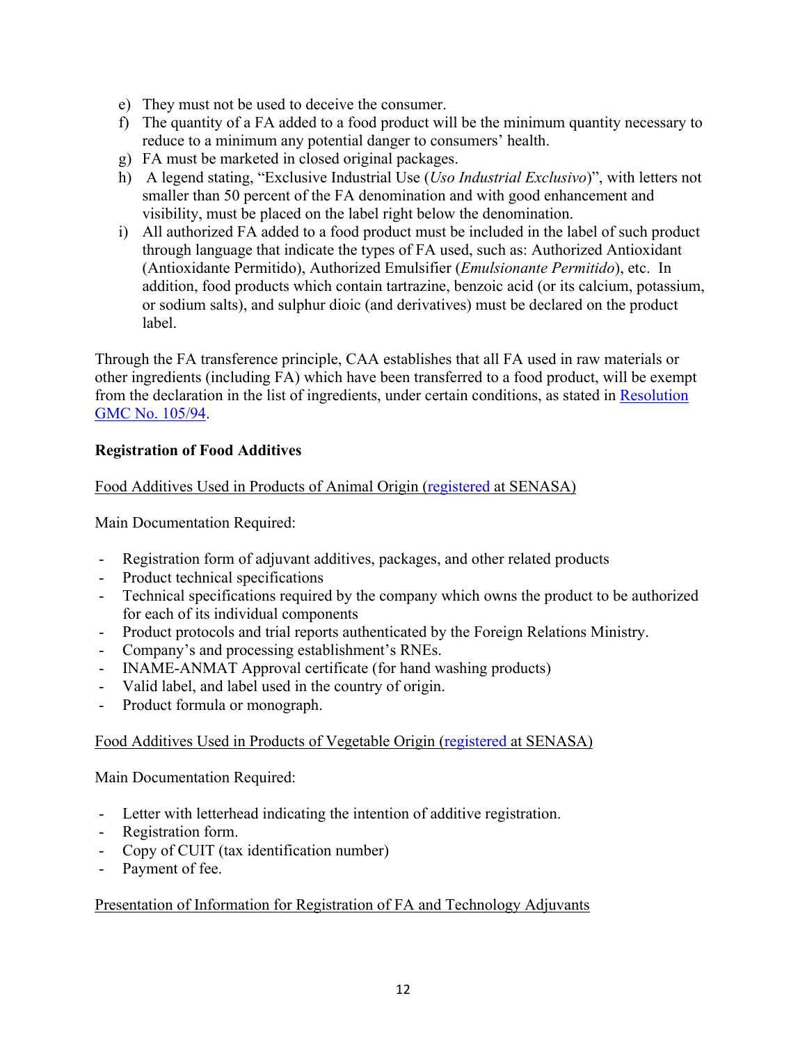e) They must not be used to deceive the consumer.
f) The quantity of a FA added to a food product will be the minimum quantity necessary to reduce to a minimum any potential danger to consumers' health.
g) FA must be marketed in closed original packages.
h) A legend stating, "Exclusive Industrial Use (*Uso Industrial Exclusivo*)", with letters not smaller than 50 percent of the FA denomination and with good enhancement and visibility, must be placed on the label right below the denomination.
i) All authorized FA added to a food product must be included in the label of such product through language that indicate the types of FA used, such as: Authorized Antioxidant (Antioxidante Permitido), Authorized Emulsifier (*Emulsionante Permitido*), etc. In addition, food products which contain tartrazine, benzoic acid (or its calcium, potassium, or sodium salts), and sulphur dioic (and derivatives) must be declared on the product label.

Through the FA transference principle, CAA establishes that all FA used in raw materials or other ingredients (including FA) which have been transferred to a food product, will be exempt from the declaration in the list of ingredients, under certain conditions, as stated in Resolution GMC No. 105/94.

**Registration of Food Additives**

Food Additives Used in Products of Animal Origin (registered at SENASA)

Main Documentation Required:

- Registration form of adjuvant additives, packages, and other related products
- Product technical specifications
- Technical specifications required by the company which owns the product to be authorized for each of its individual components
- Product protocols and trial reports authenticated by the Foreign Relations Ministry.
- Company's and processing establishment's RNEs.
- INAME-ANMAT Approval certificate (for hand washing products)
- Valid label, and label used in the country of origin.
- Product formula or monograph.

Food Additives Used in Products of Vegetable Origin (registered at SENASA)

Main Documentation Required:

- Letter with letterhead indicating the intention of additive registration.
- Registration form.
- Copy of CUIT (tax identification number)
- Payment of fee.

Presentation of Information for Registration of FA and Technology Adjuvants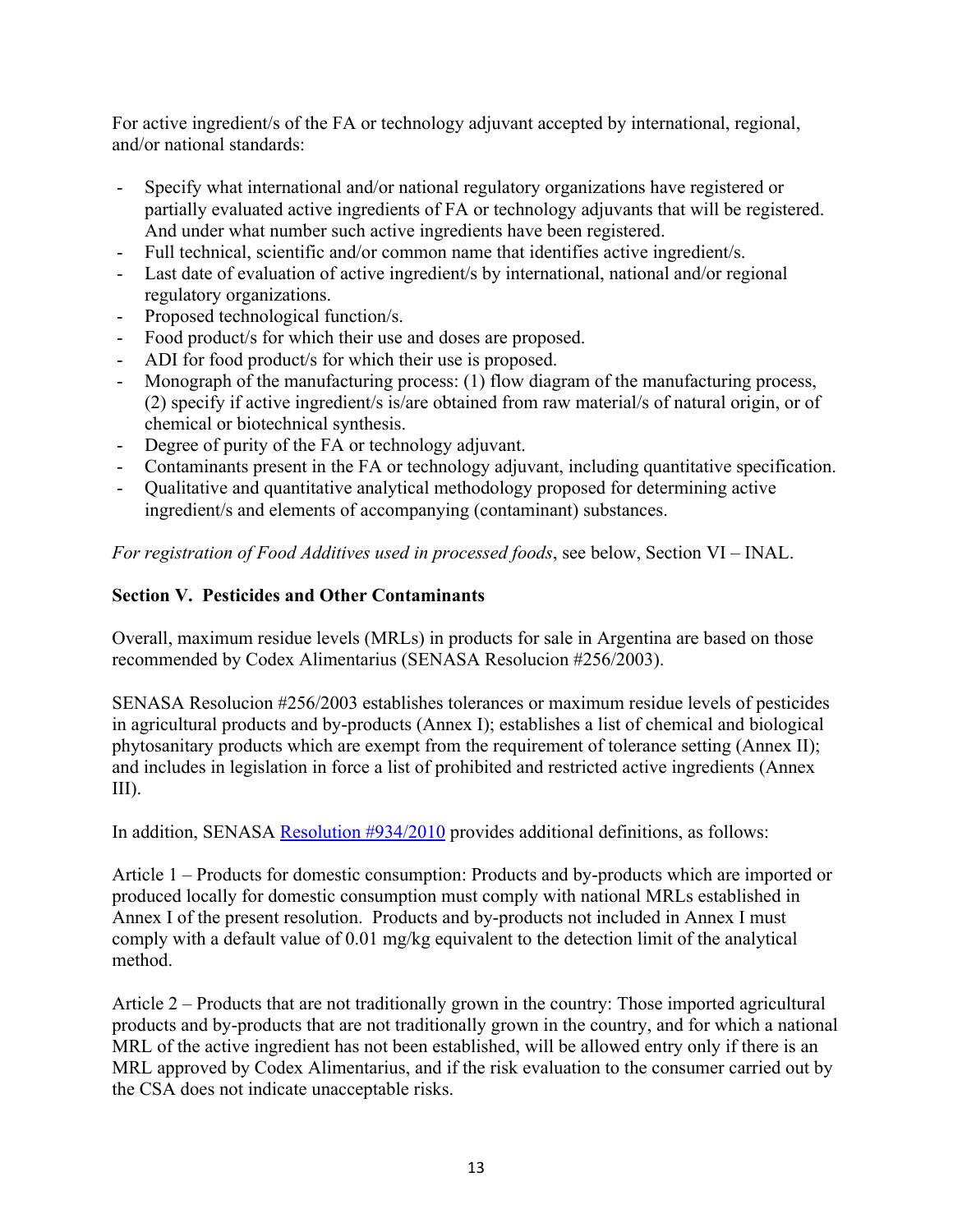For active ingredient/s of the FA or technology adjuvant accepted by international, regional, and/or national standards:

- Specify what international and/or national regulatory organizations have registered or partially evaluated active ingredients of FA or technology adjuvants that will be registered. And under what number such active ingredients have been registered.
- Full technical, scientific and/or common name that identifies active ingredient/s.
- Last date of evaluation of active ingredient/s by international, national and/or regional regulatory organizations.
- Proposed technological function/s.
- Food product/s for which their use and doses are proposed.
- ADI for food product/s for which their use is proposed.
- Monograph of the manufacturing process: (1) flow diagram of the manufacturing process, (2) specify if active ingredient/s is/are obtained from raw material/s of natural origin, or of chemical or biotechnical synthesis.
- Degree of purity of the FA or technology adjuvant.
- Contaminants present in the FA or technology adjuvant, including quantitative specification.
- Qualitative and quantitative analytical methodology proposed for determining active ingredient/s and elements of accompanying (contaminant) substances.

*For registration of Food Additives used in processed foods*, see below, Section VI – INAL.

## Section V. Pesticides and Other Contaminants

Overall, maximum residue levels (MRLs) in products for sale in Argentina are based on those recommended by Codex Alimentarius (SENASA Resolucion #256/2003).

SENASA Resolucion #256/2003 establishes tolerances or maximum residue levels of pesticides in agricultural products and by-products (Annex I); establishes a list of chemical and biological phytosanitary products which are exempt from the requirement of tolerance setting (Annex II); and includes in legislation in force a list of prohibited and restricted active ingredients (Annex III).

In addition, SENASA Resolution #934/2010 provides additional definitions, as follows:

Article 1 – Products for domestic consumption: Products and by-products which are imported or produced locally for domestic consumption must comply with national MRLs established in Annex I of the present resolution. Products and by-products not included in Annex I must comply with a default value of 0.01 mg/kg equivalent to the detection limit of the analytical method.

Article 2 – Products that are not traditionally grown in the country: Those imported agricultural products and by-products that are not traditionally grown in the country, and for which a national MRL of the active ingredient has not been established, will be allowed entry only if there is an MRL approved by Codex Alimentarius, and if the risk evaluation to the consumer carried out by the CSA does not indicate unacceptable risks.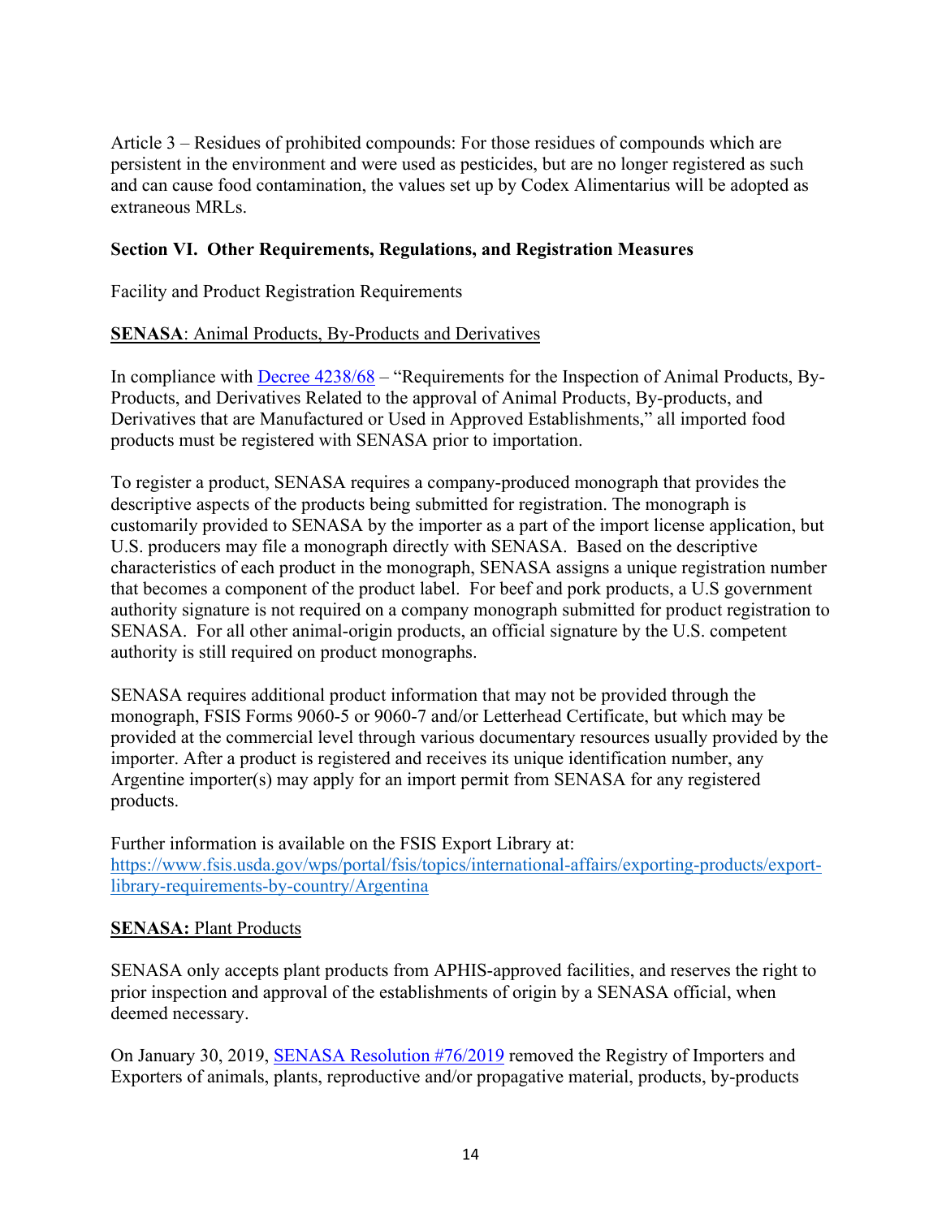Article 3 – Residues of prohibited compounds: For those residues of compounds which are persistent in the environment and were used as pesticides, but are no longer registered as such and can cause food contamination, the values set up by Codex Alimentarius will be adopted as extraneous MRLs.

## Section VI. Other Requirements, Regulations, and Registration Measures

Facility and Product Registration Requirements

**SENASA**: Animal Products, By-Products and Derivatives

In compliance with Decree 4238/68 – "Requirements for the Inspection of Animal Products, By-Products, and Derivatives Related to the approval of Animal Products, By-products, and Derivatives that are Manufactured or Used in Approved Establishments," all imported food products must be registered with SENASA prior to importation.

To register a product, SENASA requires a company-produced monograph that provides the descriptive aspects of the products being submitted for registration. The monograph is customarily provided to SENASA by the importer as a part of the import license application, but U.S. producers may file a monograph directly with SENASA. Based on the descriptive characteristics of each product in the monograph, SENASA assigns a unique registration number that becomes a component of the product label. For beef and pork products, a U.S government authority signature is not required on a company monograph submitted for product registration to SENASA. For all other animal-origin products, an official signature by the U.S. competent authority is still required on product monographs.

SENASA requires additional product information that may not be provided through the monograph, FSIS Forms 9060-5 or 9060-7 and/or Letterhead Certificate, but which may be provided at the commercial level through various documentary resources usually provided by the importer. After a product is registered and receives its unique identification number, any Argentine importer(s) may apply for an import permit from SENASA for any registered products.

Further information is available on the FSIS Export Library at:
https://www.fsis.usda.gov/wps/portal/fsis/topics/international-affairs/exporting-products/export-library-requirements-by-country/Argentina

**SENASA:** Plant Products

SENASA only accepts plant products from APHIS-approved facilities, and reserves the right to prior inspection and approval of the establishments of origin by a SENASA official, when deemed necessary.

On January 30, 2019, SENASA Resolution #76/2019 removed the Registry of Importers and Exporters of animals, plants, reproductive and/or propagative material, products, by-products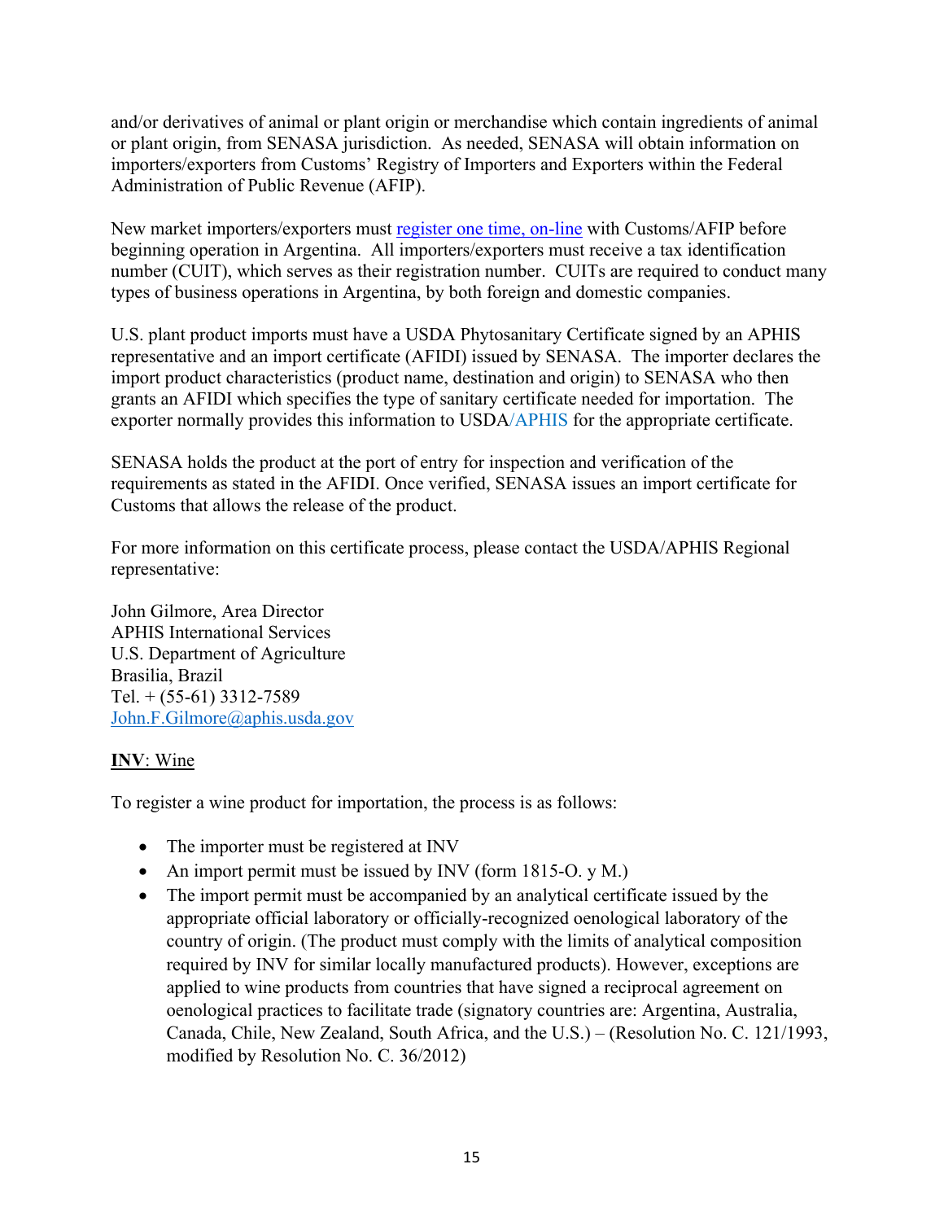and/or derivatives of animal or plant origin or merchandise which contain ingredients of animal or plant origin, from SENASA jurisdiction. As needed, SENASA will obtain information on importers/exporters from Customs' Registry of Importers and Exporters within the Federal Administration of Public Revenue (AFIP).

New market importers/exporters must [register one time, on-line](#) with Customs/AFIP before beginning operation in Argentina. All importers/exporters must receive a tax identification number (CUIT), which serves as their registration number. CUITs are required to conduct many types of business operations in Argentina, by both foreign and domestic companies.

U.S. plant product imports must have a USDA Phytosanitary Certificate signed by an APHIS representative and an import certificate (AFIDI) issued by SENASA. The importer declares the import product characteristics (product name, destination and origin) to SENASA who then grants an AFIDI which specifies the type of sanitary certificate needed for importation. The exporter normally provides this information to USDA/APHIS for the appropriate certificate.

SENASA holds the product at the port of entry for inspection and verification of the requirements as stated in the AFIDI. Once verified, SENASA issues an import certificate for Customs that allows the release of the product.

For more information on this certificate process, please contact the USDA/APHIS Regional representative:

John Gilmore, Area Director
APHIS International Services
U.S. Department of Agriculture
Brasilia, Brazil
Tel. + (55-61) 3312-7589
John.F.Gilmore@aphis.usda.gov

**INV**: Wine

To register a wine product for importation, the process is as follows:

- The importer must be registered at INV
- An import permit must be issued by INV (form 1815-O. y M.)
- The import permit must be accompanied by an analytical certificate issued by the appropriate official laboratory or officially-recognized oenological laboratory of the country of origin. (The product must comply with the limits of analytical composition required by INV for similar locally manufactured products). However, exceptions are applied to wine products from countries that have signed a reciprocal agreement on oenological practices to facilitate trade (signatory countries are: Argentina, Australia, Canada, Chile, New Zealand, South Africa, and the U.S.) – (Resolution No. C. 121/1993, modified by Resolution No. C. 36/2012)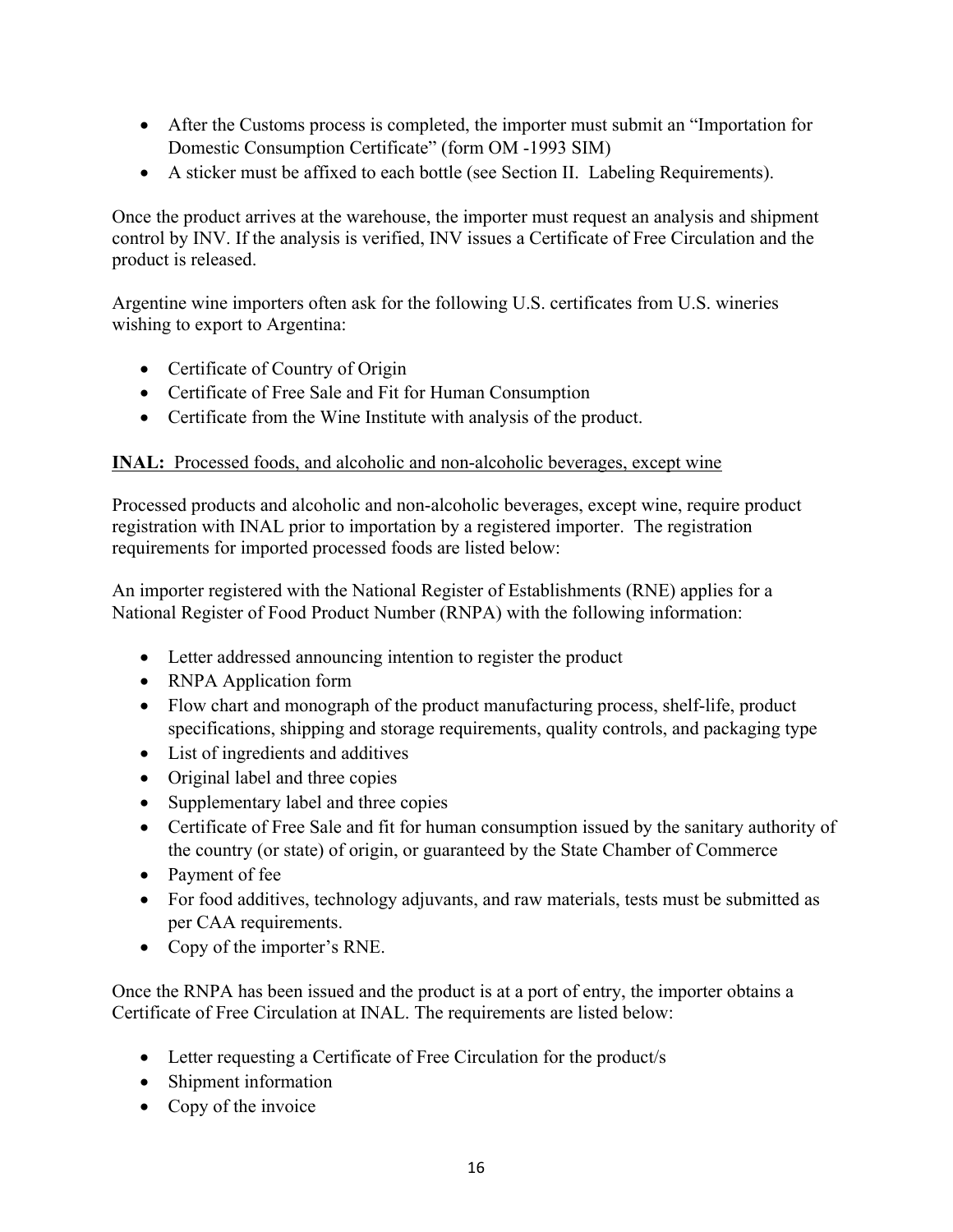- After the Customs process is completed, the importer must submit an "Importation for Domestic Consumption Certificate" (form OM -1993 SIM)
- A sticker must be affixed to each bottle (see Section II. Labeling Requirements).

Once the product arrives at the warehouse, the importer must request an analysis and shipment control by INV. If the analysis is verified, INV issues a Certificate of Free Circulation and the product is released.

Argentine wine importers often ask for the following U.S. certificates from U.S. wineries wishing to export to Argentina:

- Certificate of Country of Origin
- Certificate of Free Sale and Fit for Human Consumption
- Certificate from the Wine Institute with analysis of the product.

**INAL:** <u>Processed foods, and alcoholic and non-alcoholic beverages, except wine</u>

Processed products and alcoholic and non-alcoholic beverages, except wine, require product registration with INAL prior to importation by a registered importer. The registration requirements for imported processed foods are listed below:

An importer registered with the National Register of Establishments (RNE) applies for a National Register of Food Product Number (RNPA) with the following information:

- Letter addressed announcing intention to register the product
- RNPA Application form
- Flow chart and monograph of the product manufacturing process, shelf-life, product specifications, shipping and storage requirements, quality controls, and packaging type
- List of ingredients and additives
- Original label and three copies
- Supplementary label and three copies
- Certificate of Free Sale and fit for human consumption issued by the sanitary authority of the country (or state) of origin, or guaranteed by the State Chamber of Commerce
- Payment of fee
- For food additives, technology adjuvants, and raw materials, tests must be submitted as per CAA requirements.
- Copy of the importer's RNE.

Once the RNPA has been issued and the product is at a port of entry, the importer obtains a Certificate of Free Circulation at INAL. The requirements are listed below:

- Letter requesting a Certificate of Free Circulation for the product/s
- Shipment information
- Copy of the invoice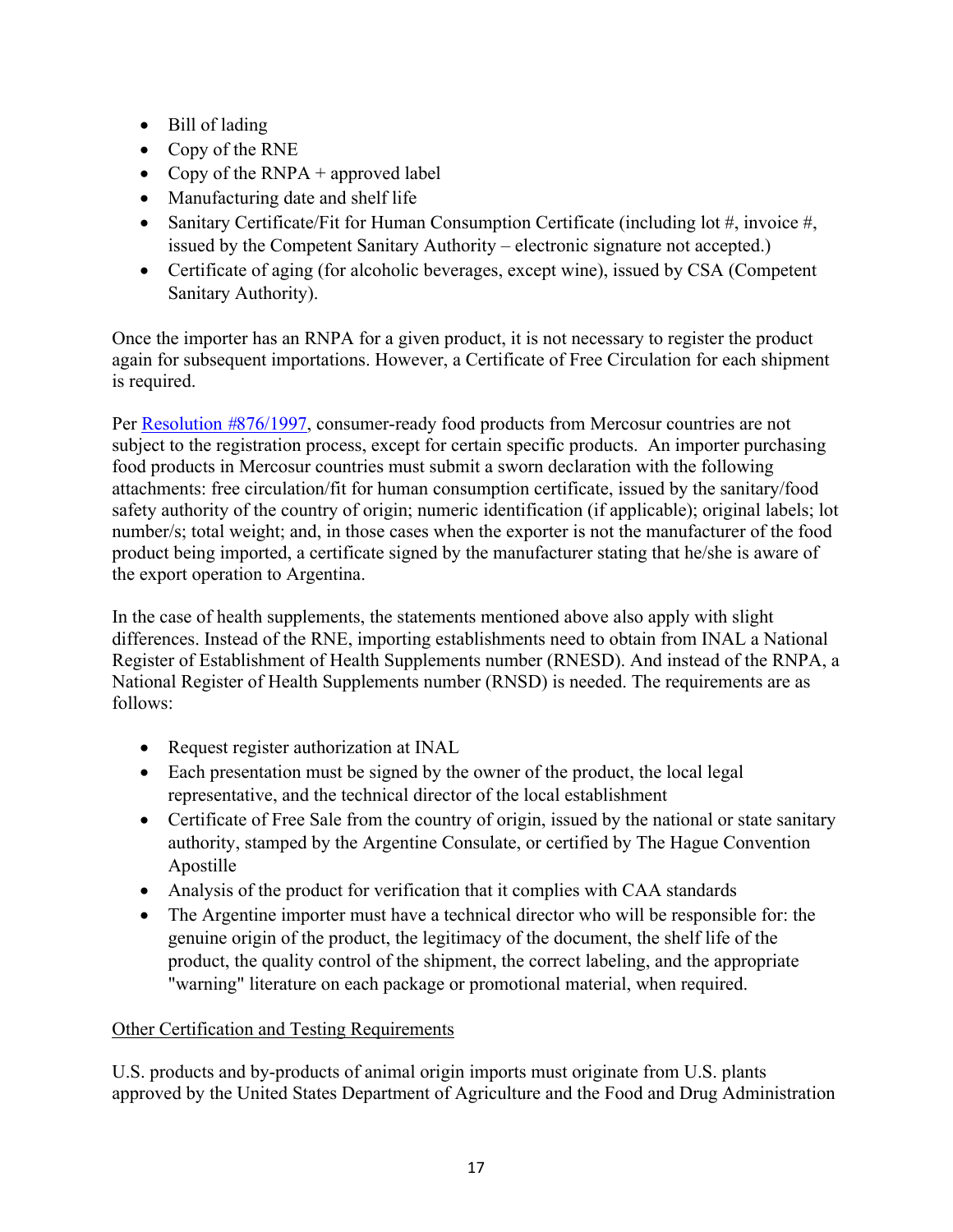- Bill of lading
- Copy of the RNE
- Copy of the RNPA + approved label
- Manufacturing date and shelf life
- Sanitary Certificate/Fit for Human Consumption Certificate (including lot #, invoice #, issued by the Competent Sanitary Authority – electronic signature not accepted.)
- Certificate of aging (for alcoholic beverages, except wine), issued by CSA (Competent Sanitary Authority).

Once the importer has an RNPA for a given product, it is not necessary to register the product again for subsequent importations. However, a Certificate of Free Circulation for each shipment is required.

Per Resolution #876/1997, consumer-ready food products from Mercosur countries are not subject to the registration process, except for certain specific products. An importer purchasing food products in Mercosur countries must submit a sworn declaration with the following attachments: free circulation/fit for human consumption certificate, issued by the sanitary/food safety authority of the country of origin; numeric identification (if applicable); original labels; lot number/s; total weight; and, in those cases when the exporter is not the manufacturer of the food product being imported, a certificate signed by the manufacturer stating that he/she is aware of the export operation to Argentina.

In the case of health supplements, the statements mentioned above also apply with slight differences. Instead of the RNE, importing establishments need to obtain from INAL a National Register of Establishment of Health Supplements number (RNESD). And instead of the RNPA, a National Register of Health Supplements number (RNSD) is needed. The requirements are as follows:

- Request register authorization at INAL
- Each presentation must be signed by the owner of the product, the local legal representative, and the technical director of the local establishment
- Certificate of Free Sale from the country of origin, issued by the national or state sanitary authority, stamped by the Argentine Consulate, or certified by The Hague Convention Apostille
- Analysis of the product for verification that it complies with CAA standards
- The Argentine importer must have a technical director who will be responsible for: the genuine origin of the product, the legitimacy of the document, the shelf life of the product, the quality control of the shipment, the correct labeling, and the appropriate "warning" literature on each package or promotional material, when required.

Other Certification and Testing Requirements

U.S. products and by-products of animal origin imports must originate from U.S. plants approved by the United States Department of Agriculture and the Food and Drug Administration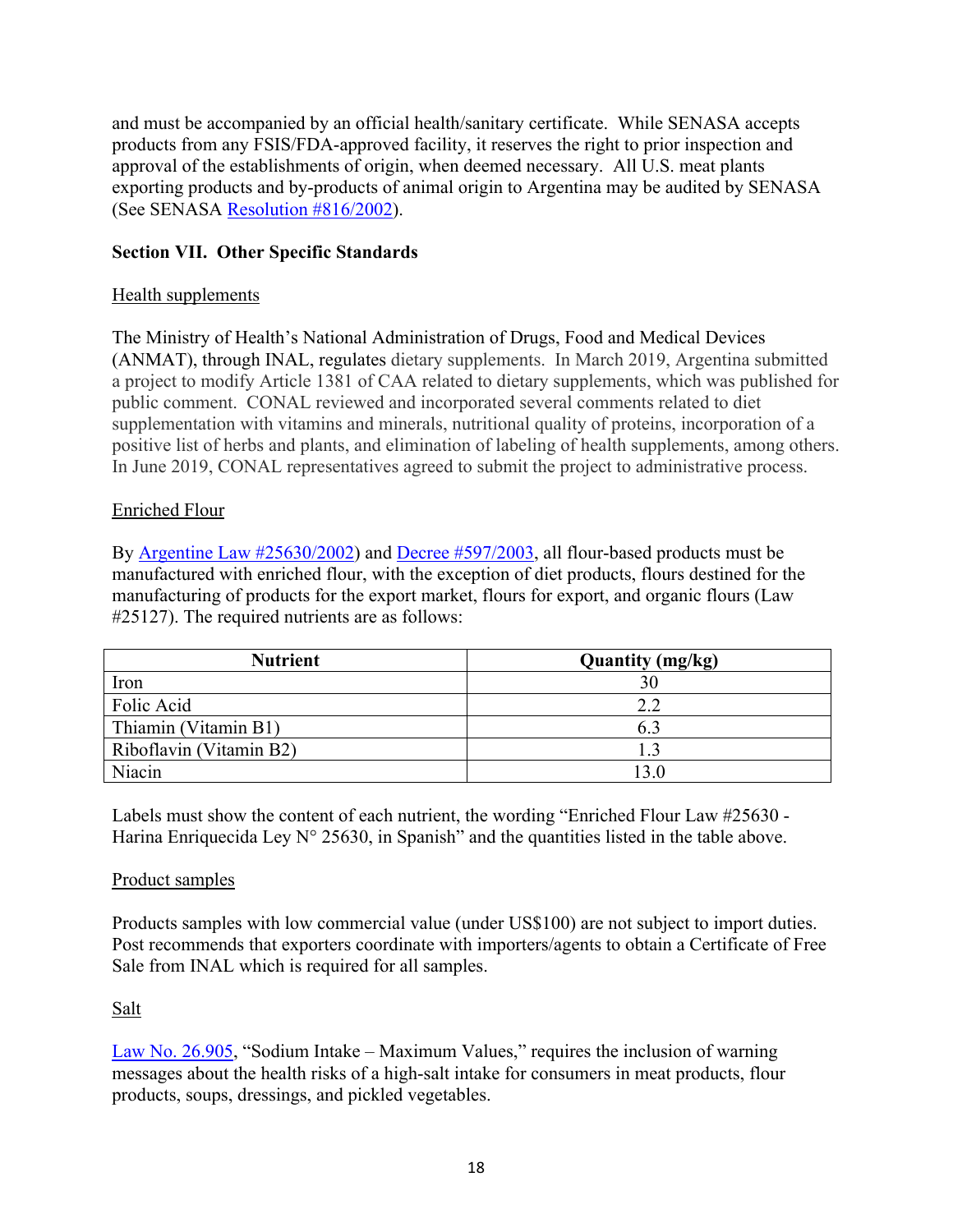and must be accompanied by an official health/sanitary certificate. While SENASA accepts products from any FSIS/FDA-approved facility, it reserves the right to prior inspection and approval of the establishments of origin, when deemed necessary. All U.S. meat plants exporting products and by-products of animal origin to Argentina may be audited by SENASA (See SENASA Resolution #816/2002).

## Section VII. Other Specific Standards

### Health supplements

The Ministry of Health's National Administration of Drugs, Food and Medical Devices (ANMAT), through INAL, regulates dietary supplements. In March 2019, Argentina submitted a project to modify Article 1381 of CAA related to dietary supplements, which was published for public comment. CONAL reviewed and incorporated several comments related to diet supplementation with vitamins and minerals, nutritional quality of proteins, incorporation of a positive list of herbs and plants, and elimination of labeling of health supplements, among others. In June 2019, CONAL representatives agreed to submit the project to administrative process.

### Enriched Flour

By Argentine Law #25630/2002) and Decree #597/2003, all flour-based products must be manufactured with enriched flour, with the exception of diet products, flours destined for the manufacturing of products for the export market, flours for export, and organic flours (Law #25127). The required nutrients are as follows:

| Nutrient | Quantity (mg/kg) |
|---|---|
| Iron | 30 |
| Folic Acid | 2.2 |
| Thiamin (Vitamin B1) | 6.3 |
| Riboflavin (Vitamin B2) | 1.3 |
| Niacin | 13.0 |

Labels must show the content of each nutrient, the wording "Enriched Flour Law #25630 - Harina Enriquecida Ley N° 25630, in Spanish" and the quantities listed in the table above.

### Product samples

Products samples with low commercial value (under US$100) are not subject to import duties. Post recommends that exporters coordinate with importers/agents to obtain a Certificate of Free Sale from INAL which is required for all samples.

### Salt

Law No. 26.905, "Sodium Intake – Maximum Values," requires the inclusion of warning messages about the health risks of a high-salt intake for consumers in meat products, flour products, soups, dressings, and pickled vegetables.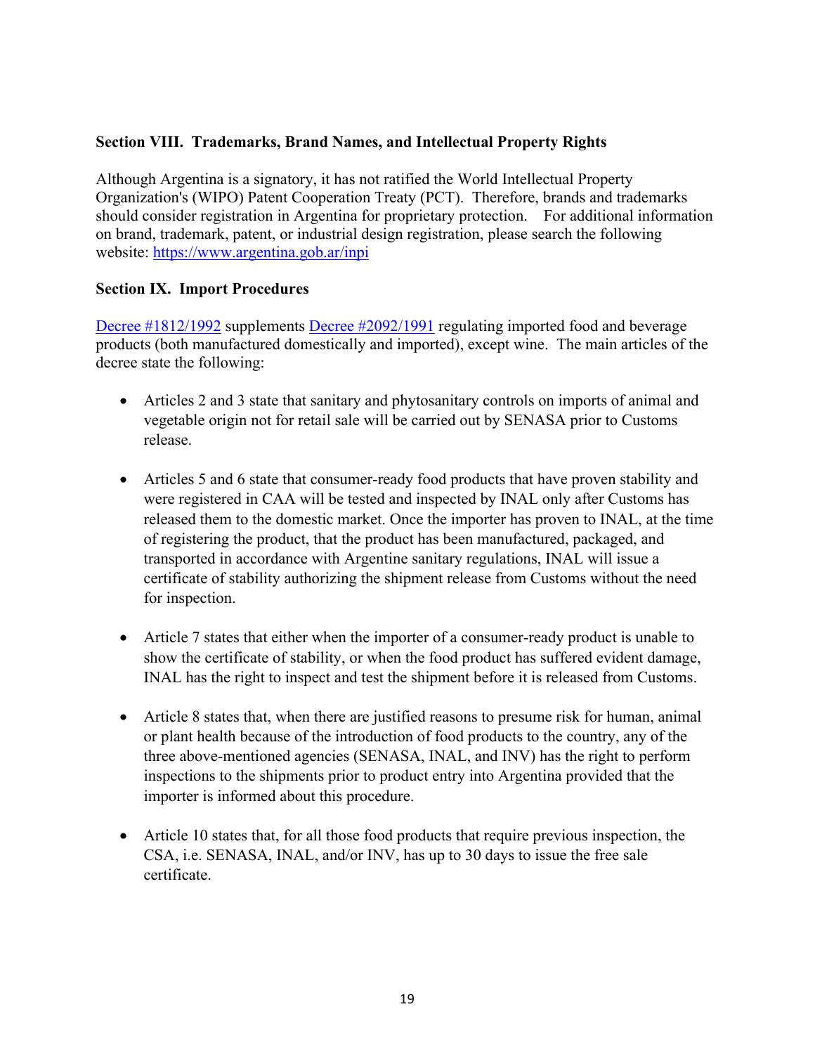## Section VIII. Trademarks, Brand Names, and Intellectual Property Rights

Although Argentina is a signatory, it has not ratified the World Intellectual Property Organization's (WIPO) Patent Cooperation Treaty (PCT). Therefore, brands and trademarks should consider registration in Argentina for proprietary protection. For additional information on brand, trademark, patent, or industrial design registration, please search the following website: https://www.argentina.gob.ar/inpi

## Section IX. Import Procedures

Decree #1812/1992 supplements Decree #2092/1991 regulating imported food and beverage products (both manufactured domestically and imported), except wine. The main articles of the decree state the following:

- Articles 2 and 3 state that sanitary and phytosanitary controls on imports of animal and vegetable origin not for retail sale will be carried out by SENASA prior to Customs release.

- Articles 5 and 6 state that consumer-ready food products that have proven stability and were registered in CAA will be tested and inspected by INAL only after Customs has released them to the domestic market. Once the importer has proven to INAL, at the time of registering the product, that the product has been manufactured, packaged, and transported in accordance with Argentine sanitary regulations, INAL will issue a certificate of stability authorizing the shipment release from Customs without the need for inspection.

- Article 7 states that either when the importer of a consumer-ready product is unable to show the certificate of stability, or when the food product has suffered evident damage, INAL has the right to inspect and test the shipment before it is released from Customs.

- Article 8 states that, when there are justified reasons to presume risk for human, animal or plant health because of the introduction of food products to the country, any of the three above-mentioned agencies (SENASA, INAL, and INV) has the right to perform inspections to the shipments prior to product entry into Argentina provided that the importer is informed about this procedure.

- Article 10 states that, for all those food products that require previous inspection, the CSA, i.e. SENASA, INAL, and/or INV, has up to 30 days to issue the free sale certificate.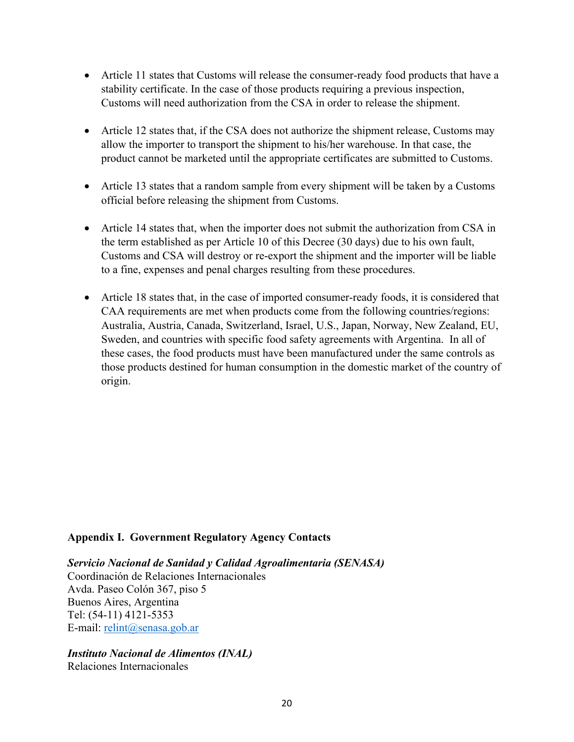- Article 11 states that Customs will release the consumer-ready food products that have a stability certificate. In the case of those products requiring a previous inspection, Customs will need authorization from the CSA in order to release the shipment.

- Article 12 states that, if the CSA does not authorize the shipment release, Customs may allow the importer to transport the shipment to his/her warehouse. In that case, the product cannot be marketed until the appropriate certificates are submitted to Customs.

- Article 13 states that a random sample from every shipment will be taken by a Customs official before releasing the shipment from Customs.

- Article 14 states that, when the importer does not submit the authorization from CSA in the term established as per Article 10 of this Decree (30 days) due to his own fault, Customs and CSA will destroy or re-export the shipment and the importer will be liable to a fine, expenses and penal charges resulting from these procedures.

- Article 18 states that, in the case of imported consumer-ready foods, it is considered that CAA requirements are met when products come from the following countries/regions: Australia, Austria, Canada, Switzerland, Israel, U.S., Japan, Norway, New Zealand, EU, Sweden, and countries with specific food safety agreements with Argentina. In all of these cases, the food products must have been manufactured under the same controls as those products destined for human consumption in the domestic market of the country of origin.

**Appendix I. Government Regulatory Agency Contacts**

***Servicio Nacional de Sanidad y Calidad Agroalimentaria (SENASA)***
Coordinación de Relaciones Internacionales
Avda. Paseo Colón 367, piso 5
Buenos Aires, Argentina
Tel: (54-11) 4121-5353
E-mail: relint@senasa.gob.ar

***Instituto Nacional de Alimentos (INAL)***
Relaciones Internacionales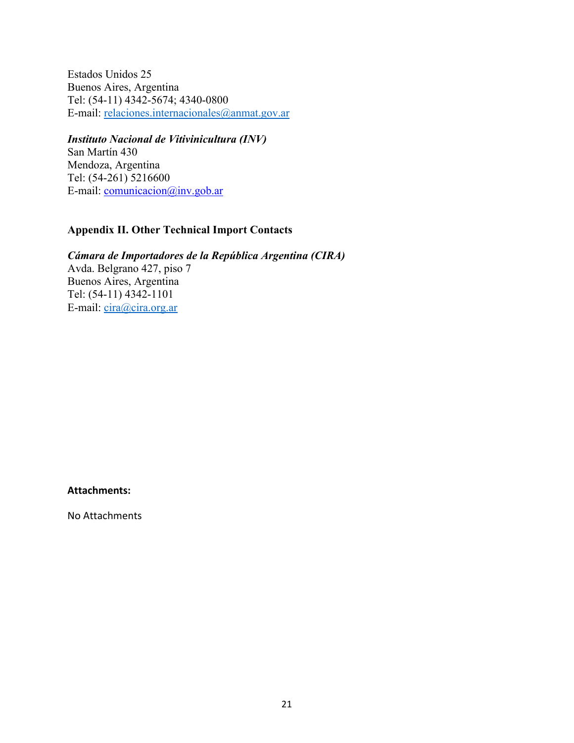Estados Unidos 25
Buenos Aires, Argentina
Tel: (54-11) 4342-5674; 4340-0800
E-mail: relaciones.internacionales@anmat.gov.ar

***Instituto Nacional de Vitivinicultura (INV)***
San Martín 430
Mendoza, Argentina
Tel: (54-261) 5216600
E-mail: comunicacion@inv.gob.ar

## Appendix II. Other Technical Import Contacts

***Cámara de Importadores de la República Argentina (CIRA)***
Avda. Belgrano 427, piso 7
Buenos Aires, Argentina
Tel: (54-11) 4342-1101
E-mail: cira@cira.org.ar

**Attachments:**

No Attachments